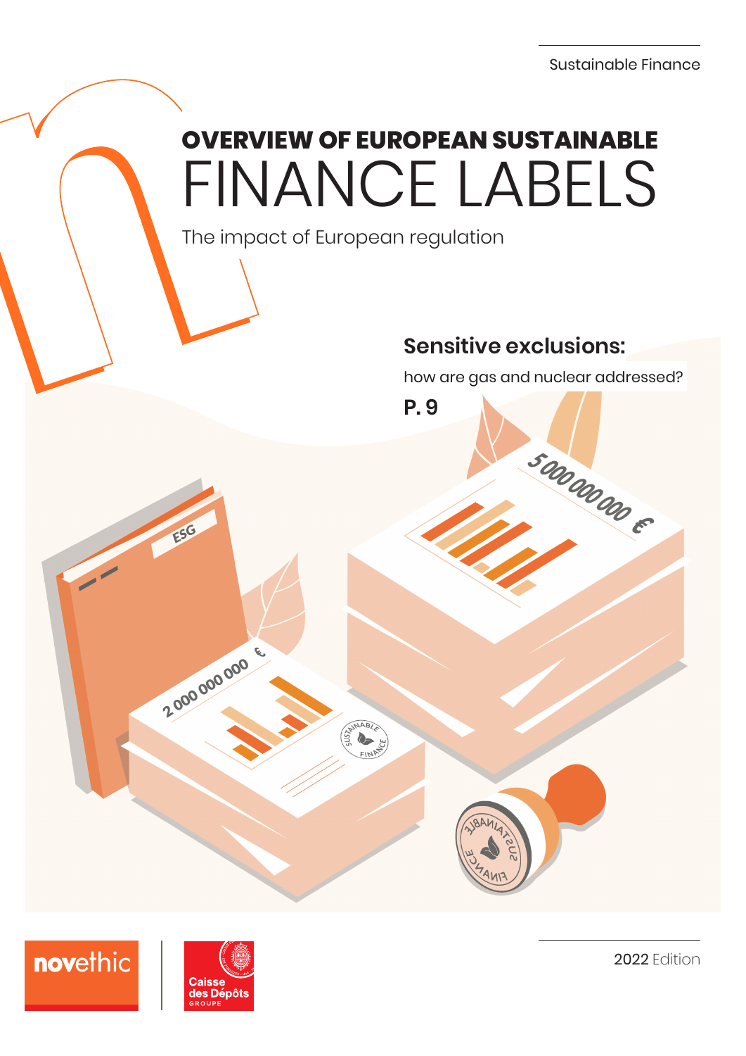Sustainable Finance

# OVERVIEW OF EUROPEAN SUSTAINABLE FINANCE LABELS

The impact of European regulation

**Sensitive exclusions:**

how are gas and nuclear addressed?

**P. 9**

novethic

Caisse des Dépôts GROUPE

2022 Edition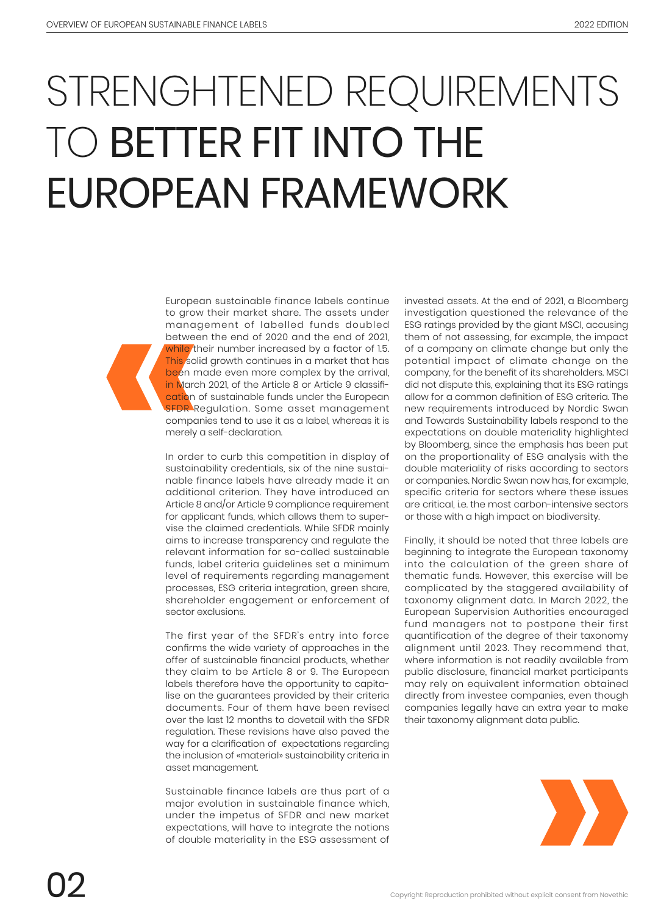# STRENGHTENED REQUIREMENTS TO BETTER FIT INTO THE EUROPEAN FRAMEWORK

European sustainable finance labels continue to grow their market share. The assets under management of labelled funds doubled between the end of 2020 and the end of 2021, while their number increased by a factor of 1.5. This solid growth continues in a market that has been made even more complex by the arrival, in March 2021, of the Article 8 or Article 9 classification of sustainable funds under the European SFDR Regulation. Some asset management companies tend to use it as a label, whereas it is merely a self-declaration.

In order to curb this competition in display of sustainability credentials, six of the nine sustainable finance labels have already made it an additional criterion. They have introduced an Article 8 and/or Article 9 compliance requirement for applicant funds, which allows them to supervise the claimed credentials. While SFDR mainly aims to increase transparency and regulate the relevant information for so-called sustainable funds, label criteria guidelines set a minimum level of requirements regarding management processes, ESG criteria integration, green share, shareholder engagement or enforcement of sector exclusions.

The first year of the SFDR's entry into force confirms the wide variety of approaches in the offer of sustainable financial products, whether they claim to be Article 8 or 9. The European labels therefore have the opportunity to capitalise on the guarantees provided by their criteria documents. Four of them have been revised over the last 12 months to dovetail with the SFDR regulation. These revisions have also paved the way for a clarification of expectations regarding the inclusion of «material» sustainability criteria in asset management.

Sustainable finance labels are thus part of a major evolution in sustainable finance which, under the impetus of SFDR and new market expectations, will have to integrate the notions of double materiality in the ESG assessment of invested assets. At the end of 2021, a Bloomberg investigation questioned the relevance of the ESG ratings provided by the giant MSCI, accusing them of not assessing, for example, the impact of a company on climate change but only the potential impact of climate change on the company, for the benefit of its shareholders. MSCI did not dispute this, explaining that its ESG ratings allow for a common definition of ESG criteria. The new requirements introduced by Nordic Swan and Towards Sustainability labels respond to the expectations on double materiality highlighted by Bloomberg, since the emphasis has been put on the proportionality of ESG analysis with the double materiality of risks according to sectors or companies. Nordic Swan now has, for example, specific criteria for sectors where these issues are critical, i.e. the most carbon-intensive sectors or those with a high impact on biodiversity.

Finally, it should be noted that three labels are beginning to integrate the European taxonomy into the calculation of the green share of thematic funds. However, this exercise will be complicated by the staggered availability of taxonomy alignment data. In March 2022, the European Supervision Authorities encouraged fund managers not to postpone their first quantification of the degree of their taxonomy alignment until 2023. They recommend that, where information is not readily available from public disclosure, financial market participants may rely on equivalent information obtained directly from investee companies, even though companies legally have an extra year to make their taxonomy alignment data public.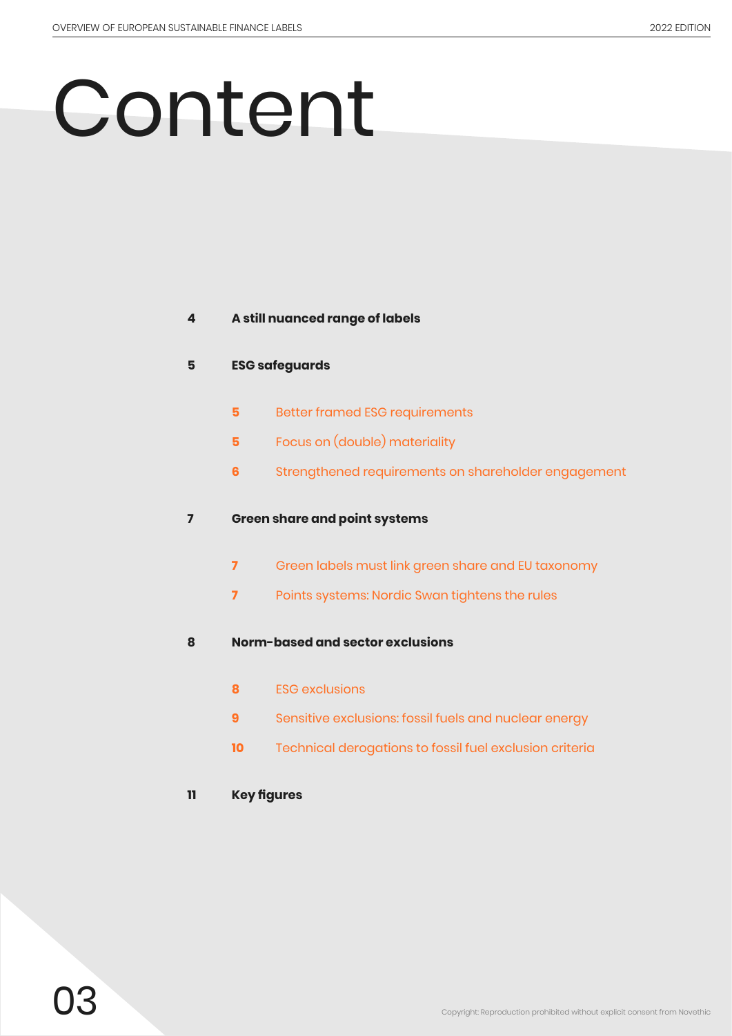# Content

| | | |
|---|---|---|
| **4** | **A still nuanced range of labels** | |
| **5** | **ESG safeguards** | |
| | **5** | Better framed ESG requirements |
| | **5** | Focus on (double) materiality |
| | **6** | Strengthened requirements on shareholder engagement |
| **7** | **Green share and point systems** | |
| | **7** | Green labels must link green share and EU taxonomy |
| | **7** | Points systems: Nordic Swan tightens the rules |
| **8** | **Norm-based and sector exclusions** | |
| | **8** | ESG exclusions |
| | **9** | Sensitive exclusions: fossil fuels and nuclear energy |
| | **10** | Technical derogations to fossil fuel exclusion criteria |
| **11** | **Key figures** | |

Copyright: Reproduction prohibited without explicit consent from Novethic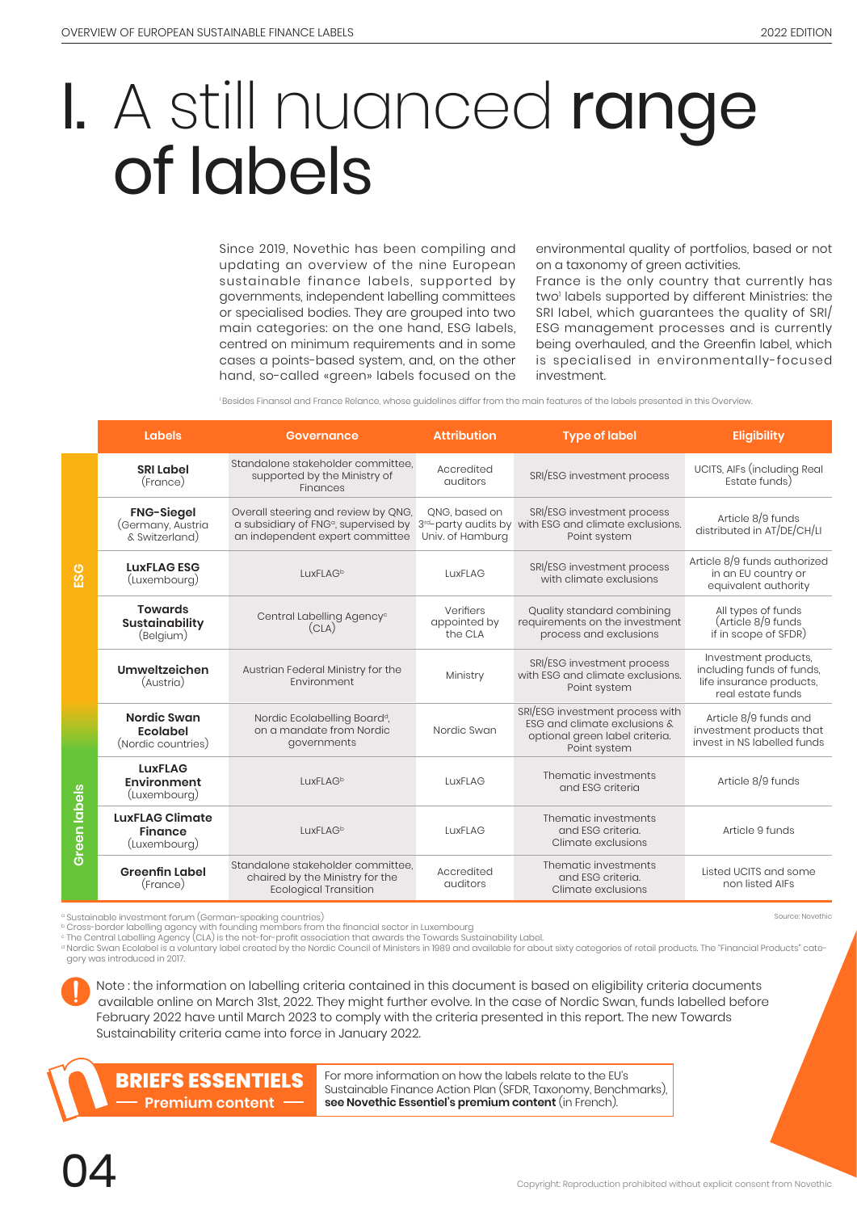# I. A still nuanced range of labels

Since 2019, Novethic has been compiling and updating an overview of the nine European sustainable finance labels, supported by governments, independent labelling committees or specialised bodies. They are grouped into two main categories: on the one hand, ESG labels, centred on minimum requirements and in some cases a points-based system, and, on the other hand, so-called «green» labels focused on the environmental quality of portfolios, based or not on a taxonomy of green activities.

France is the only country that currently has two[1] labels supported by different Ministries: the SRI label, which guarantees the quality of SRI/ESG management processes and is currently being overhauled, and the Greenfin label, which is specialised in environmentally-focused investment.

[1] Besides Finansol and France Relance, whose guidelines differ from the main features of the labels presented in this Overview.

| | Labels | Governance | Attribution | Type of label | Eligibility |
|---|---|---|---|---|---|
| ESG | **SRI Label** (France) | Standalone stakeholder committee, supported by the Ministry of Finances | Accredited auditors | SRI/ESG investment process | UCITS, AIFs (including Real Estate funds) |
| ESG | **FNG-Siegel** (Germany, Austria & Switzerland) | Overall steering and review by QNG, a subsidiary of FNG[a], supervised by an independent expert committee | QNG, based on 3rd-party audits by Univ. of Hamburg | SRI/ESG investment process with ESG and climate exclusions. Point system | Article 8/9 funds distributed in AT/DE/CH/LI |
| ESG | **LuxFLAG ESG** (Luxembourg) | LuxFLAG[b] | LuxFLAG | SRI/ESG investment process with climate exclusions | Article 8/9 funds authorized in an EU country or equivalent authority |
| ESG | **Towards Sustainability** (Belgium) | Central Labelling Agency[c] (CLA) | Verifiers appointed by the CLA | Quality standard combining requirements on the investment process and exclusions | All types of funds (Article 8/9 funds if in scope of SFDR) |
| ESG | **Umweltzeichen** (Austria) | Austrian Federal Ministry for the Environment | Ministry | SRI/ESG investment process with ESG and climate exclusions. Point system | Investment products, including funds of funds, life insurance products, real estate funds |
| ESG | **Nordic Swan Ecolabel** (Nordic countries) | Nordic Ecolabelling Board[d], on a mandate from Nordic governments | Nordic Swan | SRI/ESG investment process with ESG and climate exclusions & optional green label criteria. Point system | Article 8/9 funds and investment products that invest in NS labelled funds |
| Green labels | **LuxFLAG Environment** (Luxembourg) | LuxFLAG[b] | LuxFLAG | Thematic investments and ESG criteria | Article 8/9 funds |
| Green labels | **LuxFLAG Climate Finance** (Luxembourg) | LuxFLAG[b] | LuxFLAG | Thematic investments and ESG criteria. Climate exclusions | Article 9 funds |
| Green labels | **Greenfin Label** (France) | Standalone stakeholder committee, chaired by the Ministry for the Ecological Transition | Accredited auditors | Thematic investments and ESG criteria. Climate exclusions | Listed UCITS and some non listed AIFs |

[a] Sustainable investment forum (German-speaking countries)
[b] Cross-border labelling agency with founding members from the financial sector in Luxembourg
[c] The Central Labelling Agency (CLA) is the not-for-profit association that awards the Towards Sustainability Label.
[d] Nordic Swan Ecolabel is a voluntary label created by the Nordic Council of Ministers in 1989 and available for about sixty categories of retail products. The "Financial Products" category was introduced in 2017.

Source: Novethic

Note : the information on labelling criteria contained in this document is based on eligibility criteria documents available online on March 31st, 2022. They might further evolve. In the case of Nordic Swan, funds labelled before February 2022 have until March 2023 to comply with the criteria presented in this report. The new Towards Sustainability criteria came into force in January 2022.

**BRIEFS ESSENTIELS** — Premium content —

For more information on how the labels relate to the EU's Sustainable Finance Action Plan (SFDR, Taxonomy, Benchmarks), **see Novethic Essentiel's premium content** (in French).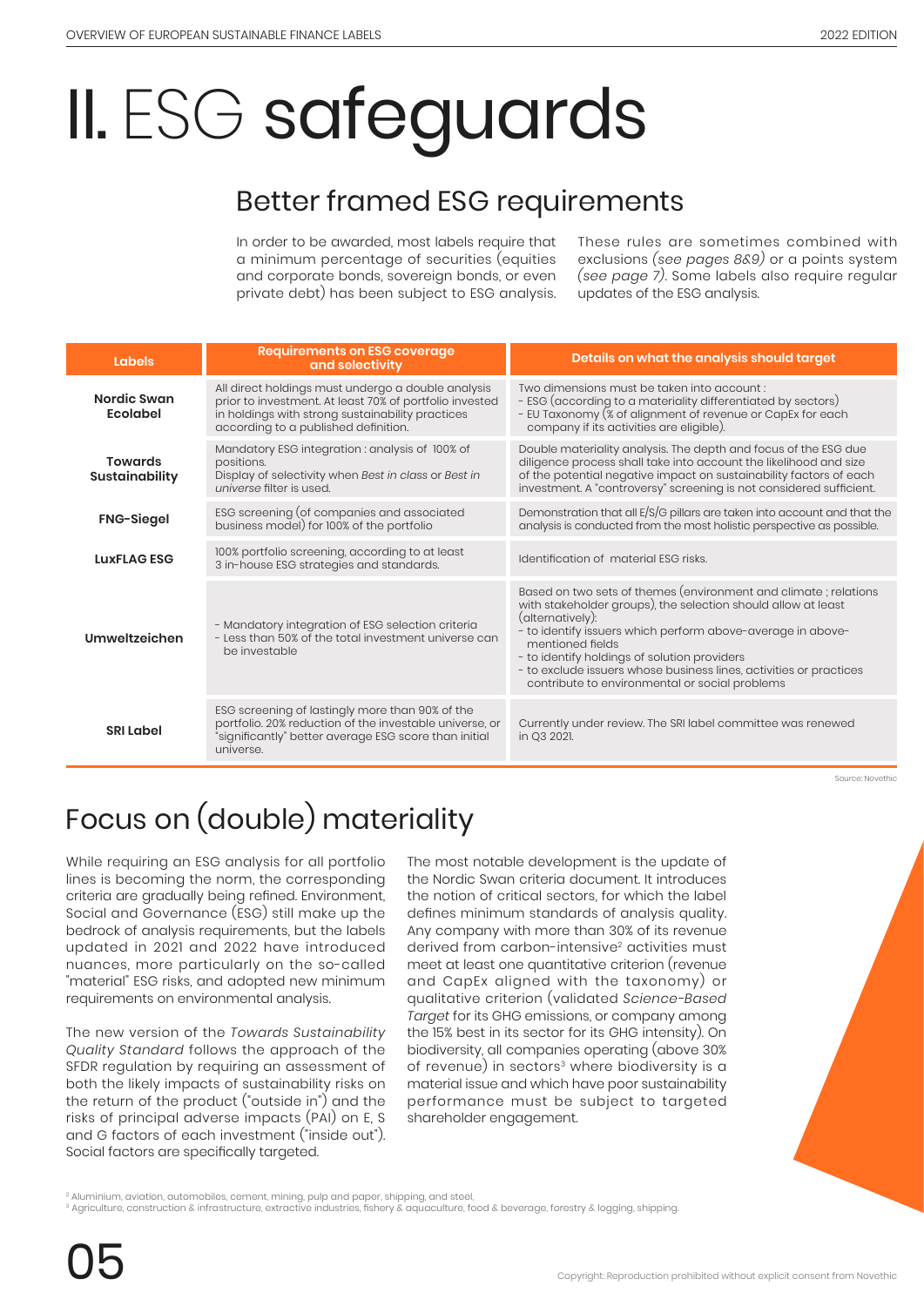# II. ESG safeguards

## Better framed ESG requirements

In order to be awarded, most labels require that a minimum percentage of securities (equities and corporate bonds, sovereign bonds, or even private debt) has been subject to ESG analysis.

These rules are sometimes combined with exclusions *(see pages 8&9)* or a points system *(see page 7)*. Some labels also require regular updates of the ESG analysis.

| Labels | Requirements on ESG coverage and selectivity | Details on what the analysis should target |
|---|---|---|
| **Nordic Swan Ecolabel** | All direct holdings must undergo a double analysis prior to investment. At least 70% of portfolio invested in holdings with strong sustainability practices according to a published definition. | Two dimensions must be taken into account : - ESG (according to a materiality differentiated by sectors) - EU Taxonomy (% of alignment of revenue or CapEx for each company if its activities are eligible). |
| **Towards Sustainability** | Mandatory ESG integration : analysis of 100% of positions. Display of selectivity when *Best in class* or *Best in universe* filter is used. | Double materiality analysis. The depth and focus of the ESG due diligence process shall take into account the likelihood and size of the potential negative impact on sustainability factors of each investment. A "controversy" screening is not considered sufficient. |
| **FNG-Siegel** | ESG screening (of companies and associated business model) for 100% of the portfolio | Demonstration that all E/S/G pillars are taken into account and that the analysis is conducted from the most holistic perspective as possible. |
| **LuxFLAG ESG** | 100% portfolio screening, according to at least 3 in-house ESG strategies and standards. | Identification of material ESG risks. |
| **Umweltzeichen** | - Mandatory integration of ESG selection criteria - Less than 50% of the total investment universe can be investable | Based on two sets of themes (environment and climate ; relations with stakeholder groups), the selection should allow at least (alternatively): - to identify issuers which perform above-average in above-mentioned fields - to identify holdings of solution providers - to exclude issuers whose business lines, activities or practices contribute to environmental or social problems |
| **SRI Label** | ESG screening of lastingly more than 90% of the portfolio. 20% reduction of the investable universe, or "significantly" better average ESG score than initial universe. | Currently under review. The SRI label committee was renewed in Q3 2021. |

Source: Novethic

## Focus on (double) materiality

While requiring an ESG analysis for all portfolio lines is becoming the norm, the corresponding criteria are gradually being refined. Environment, Social and Governance (ESG) still make up the bedrock of analysis requirements, but the labels updated in 2021 and 2022 have introduced nuances, more particularly on the so-called "material" ESG risks, and adopted new minimum requirements on environmental analysis.

The new version of the *Towards Sustainability Quality Standard* follows the approach of the SFDR regulation by requiring an assessment of both the likely impacts of sustainability risks on the return of the product ("outside in") and the risks of principal adverse impacts (PAI) on E, S and G factors of each investment ("inside out"). Social factors are specifically targeted.

The most notable development is the update of the Nordic Swan criteria document. It introduces the notion of critical sectors, for which the label defines minimum standards of analysis quality. Any company with more than 30% of its revenue derived from carbon-intensive[2] activities must meet at least one quantitative criterion (revenue and CapEx aligned with the taxonomy) or qualitative criterion (validated *Science-Based Target* for its GHG emissions, or company among the 15% best in its sector for its GHG intensity). On biodiversity, all companies operating (above 30% of revenue) in sectors[3] where biodiversity is a material issue and which have poor sustainability performance must be subject to targeted shareholder engagement.

[2] Aluminium, aviation, automobiles, cement, mining, pulp and paper, shipping, and steel.
[3] Agriculture, construction & infrastructure, extractive industries, fishery & aquaculture, food & beverage, forestry & logging, shipping.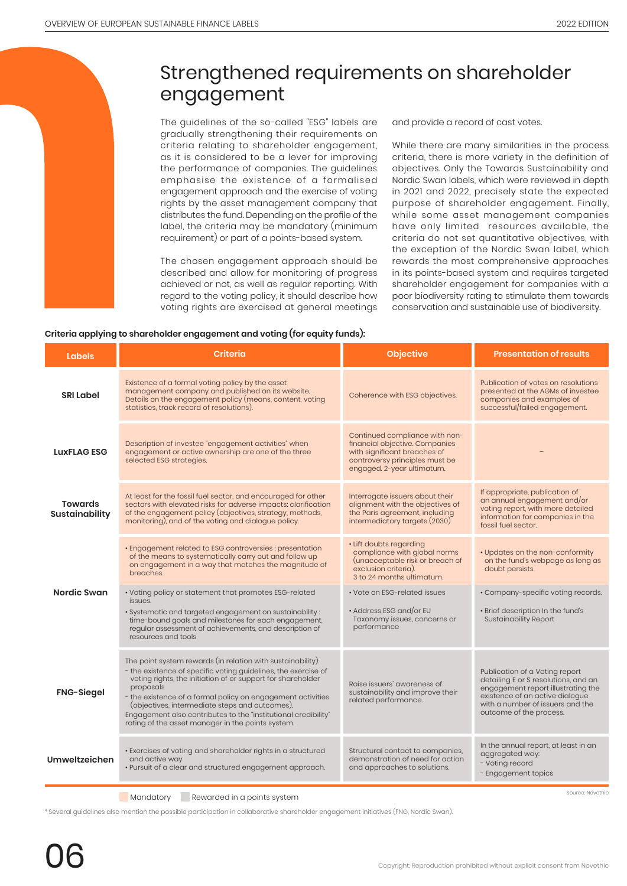# Strengthened requirements on shareholder engagement

The guidelines of the so-called "ESG" labels are gradually strengthening their requirements on criteria relating to shareholder engagement, as it is considered to be a lever for improving the performance of companies. The guidelines emphasise the existence of a formalised engagement approach and the exercise of voting rights by the asset management company that distributes the fund. Depending on the profile of the label, the criteria may be mandatory (minimum requirement) or part of a points-based system.

The chosen engagement approach should be described and allow for monitoring of progress achieved or not, as well as regular reporting. With regard to the voting policy, it should describe how voting rights are exercised at general meetings and provide a record of cast votes.

While there are many similarities in the process criteria, there is more variety in the definition of objectives. Only the Towards Sustainability and Nordic Swan labels, which were reviewed in depth in 2021 and 2022, precisely state the expected purpose of shareholder engagement. Finally, while some asset management companies have only limited resources available, the criteria do not set quantitative objectives, with the exception of the Nordic Swan label, which rewards the most comprehensive approaches in its points-based system and requires targeted shareholder engagement for companies with a poor biodiversity rating to stimulate them towards conservation and sustainable use of biodiversity.

**Criteria applying to shareholder engagement and voting (for equity funds):**

| Labels | Criteria | Objective | Presentation of results |
|---|---|---|---|
| **SRI Label** | Existence of a formal voting policy by the asset management company and published on its website. Details on the engagement policy (means, content, voting statistics, track record of resolutions). | Coherence with ESG objectives. | Publication of votes on resolutions presented at the AGMs of investee companies and examples of successful/failed engagement. |
| **LuxFLAG ESG** | Description of investee "engagement activities" when engagement or active ownership are one of the three selected ESG strategies. | Continued compliance with non-financial objective. Companies with significant breaches of controversy principles must be engaged. 2-year ultimatum. | – |
| **Towards Sustainability** | At least for the fossil fuel sector, and encouraged for other sectors with elevated risks for adverse impacts: clarification of the engagement policy (objectives, strategy, methods, monitoring), and of the voting and dialogue policy. | Interrogate issuers about their alignment with the objectives of the Paris agreement, including intermediatory targets (2030) | If appropriate, publication of an annual engagement and/or voting report, with more detailed information for companies in the fossil fuel sector. |
| **Nordic Swan** | • Engagement related to ESG controversies : presentation of the means to systematically carry out and follow up on engagement in a way that matches the magnitude of breaches. | • Lift doubts regarding compliance with global norms (unacceptable risk or breach of exclusion criteria). 3 to 24 months ultimatum. | • Updates on the non-conformity on the fund's webpage as long as doubt persists. |
| | • Voting policy or statement that promotes ESG-related issues.<br>• Systematic and targeted engagement on sustainability : time-bound goals and milestones for each engagement, regular assessment of achievements, and description of resources and tools | • Vote on ESG-related issues<br>• Address ESG and/or EU Taxonomy issues, concerns or performance | • Company-specific voting records.<br>• Brief description In the fund's Sustainability Report |
| **FNG-Siegel** | The point system rewards (in relation with sustainability):<br>- the existence of specific voting guidelines, the exercise of voting rights, the initiation of or support for shareholder proposals<br>- the existence of a formal policy on engagement activities (objectives, intermediate steps and outcomes).<br>Engagement also contributes to the "institutional credibility" rating of the asset manager in the points system. | Raise issuers' awareness of sustainability and improve their related performance. | Publication of a Voting report detailing E or S resolutions, and an engagement report illustrating the existence of an active dialogue with a number of issuers and the outcome of the process. |
| **Umweltzeichen** | • Exercises of voting and shareholder rights in a structured and active way<br>• Pursuit of a clear and structured engagement approach. | Structural contact to companies, demonstration of need for action and approaches to solutions. | In the annual report, at least in an aggregated way:<br>- Voting record<br>- Engagement topics |

Mandatory | Rewarded in a points system

Source: Novethic

[4] Several guidelines also mention the possible participation in collaborative shareholder engagement initiatives (FNG, Nordic Swan).

Copyright: Reproduction prohibited without explicit consent from Novethic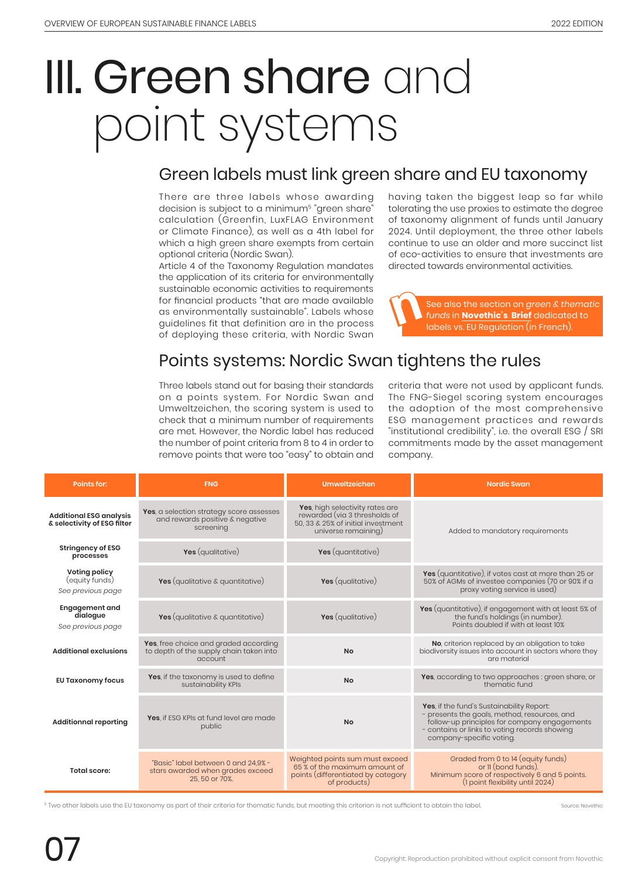# III. Green share and point systems

## Green labels must link green share and EU taxonomy

There are three labels whose awarding decision is subject to a minimum[5] "green share" calculation (Greenfin, LuxFLAG Environment or Climate Finance), as well as a 4th label for which a high green share exempts from certain optional criteria (Nordic Swan).

Article 4 of the Taxonomy Regulation mandates the application of its criteria for environmentally sustainable economic activities to requirements for financial products "that are made available as environmentally sustainable". Labels whose guidelines fit that definition are in the process of deploying these criteria, with Nordic Swan having taken the biggest leap so far while tolerating the use proxies to estimate the degree of taxonomy alignment of funds until January 2024. Until deployment, the three other labels continue to use an older and more succinct list of eco-activities to ensure that investments are directed towards environmental activities.

See also the section on *green & thematic funds* in **Novethic's Brief** dedicated to labels vs. EU Regulation (in French).

## Points systems: Nordic Swan tightens the rules

Three labels stand out for basing their standards on a points system. For Nordic Swan and Umweltzeichen, the scoring system is used to check that a minimum number of requirements are met. However, the Nordic label has reduced the number of point criteria from 8 to 4 in order to remove points that were too "easy" to obtain and criteria that were not used by applicant funds. The FNG-Siegel scoring system encourages the adoption of the most comprehensive ESG management practices and rewards "institutional credibility", i.e. the overall ESG / SRI commitments made by the asset management company.

| Points for: | FNG | Umweltzeichen | Nordic Swan |
|---|---|---|---|
| **Additional ESG analysis & selectivity of ESG filter** | **Yes**, a selection strategy score assesses and rewards positive & negative screening | **Yes**, high selectivity rates are rewarded (via 3 thresholds of 50, 33 & 25% of initial investment universe remaining) | Added to mandatory requirements |
| **Stringency of ESG processes** | **Yes** (qualitative) | **Yes** (quantitative) | |
| **Voting policy** (equity funds) *See previous page* | **Yes** (qualitative & quantitative) | **Yes** (qualitative) | **Yes** (quantitative), if votes cast at more than 25 or 50% of AGMs of investee companies (70 or 90% if a proxy voting service is used) |
| **Engagement and dialogue** *See previous page* | **Yes** (qualitative & quantitative) | **Yes** (qualitative) | **Yes** (quantitative), if engagement with at least 5% of the fund's holdings (in number). Points doubled if with at least 10% |
| **Additional exclusions** | **Yes**, free choice and graded according to depth of the supply chain taken into account | **No** | **No**, criterion replaced by an obligation to take biodiversity issues into account in sectors where they are material |
| **EU Taxonomy focus** | **Yes**, if the taxonomy is used to define sustainability KPIs | **No** | **Yes**, according to two approaches : green share, or thematic fund |
| **Additionnal reporting** | **Yes**, if ESG KPIs at fund level are made public | **No** | **Yes**, if the fund's Sustainability Report:<br>- presents the goals, method, resources, and follow-up principles for company engagements<br>- contains or links to voting records showing company-specific voting. |
| **Total score:** | "Basic" label between 0 and 24,9% - stars awarded when grades exceed 25, 50 or 70%. | Weighted points sum must exceed 65 % of the maximum amount of points (differentiated by category of products) | Graded from 0 to 14 (equity funds) or 11 (bond funds). Minimum score of respectively 6 and 5 points. (1 point flexibility until 2024) |

[5] Two other labels use the EU taxonomy as part of their criteria for thematic funds, but meeting this criterion is not sufficient to obtain the label.

Source: Novethic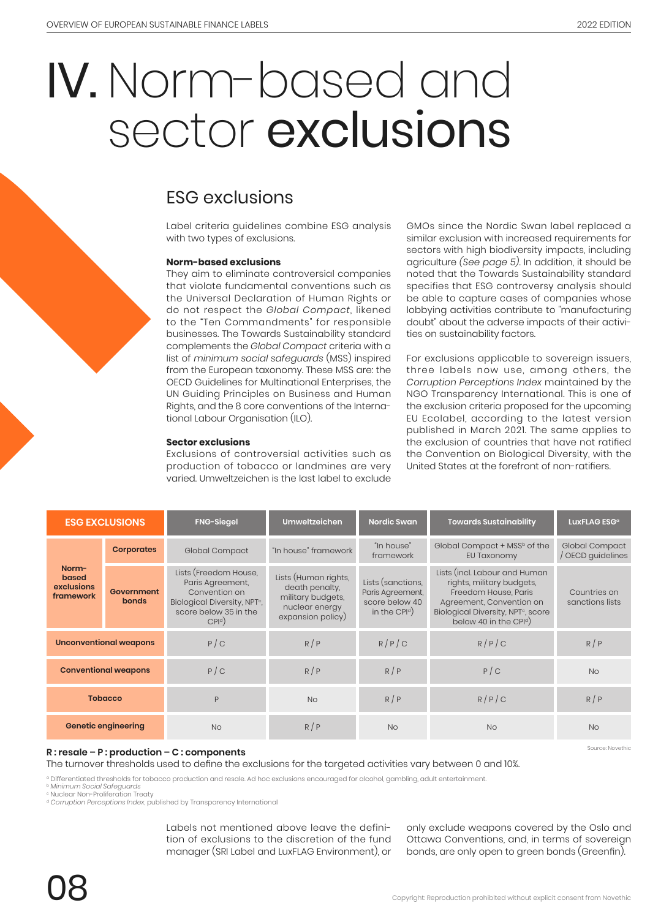# IV. Norm-based and sector exclusions

## ESG exclusions

Label criteria guidelines combine ESG analysis with two types of exclusions.

**Norm-based exclusions**
They aim to eliminate controversial companies that violate fundamental conventions such as the Universal Declaration of Human Rights or do not respect the *Global Compact*, likened to the "Ten Commandments" for responsible businesses. The Towards Sustainability standard complements the *Global Compact* criteria with a list of *minimum social safeguards* (MSS) inspired from the European taxonomy. These MSS are: the OECD Guidelines for Multinational Enterprises, the UN Guiding Principles on Business and Human Rights, and the 8 core conventions of the International Labour Organisation (ILO).

**Sector exclusions**
Exclusions of controversial activities such as production of tobacco or landmines are very varied. Umweltzeichen is the last label to exclude GMOs since the Nordic Swan label replaced a similar exclusion with increased requirements for sectors with high biodiversity impacts, including agriculture *(See page 5)*. In addition, it should be noted that the Towards Sustainability standard specifies that ESG controversy analysis should be able to capture cases of companies whose lobbying activities contribute to "manufacturing doubt" about the adverse impacts of their activities on sustainability factors.

For exclusions applicable to sovereign issuers, three labels now use, among others, the *Corruption Perceptions Index* maintained by the NGO Transparency International. This is one of the exclusion criteria proposed for the upcoming EU Ecolabel, according to the latest version published in March 2021. The same applies to the exclusion of countries that have not ratified the Convention on Biological Diversity, with the United States at the forefront of non-ratifiers.

| ESG EXCLUSIONS | | FNG-Siegel | Umweltzeichen | Nordic Swan | Towards Sustainability | LuxFLAG ESG[a] |
|---|---|---|---|---|---|---|
| Norm-based exclusions framework | Corporates | Global Compact | "In house" framework | "In house" framework | Global Compact + MSS[b] of the EU Taxonomy | Global Compact / OECD guidelines |
| | Government bonds | Lists (Freedom House, Paris Agreement, Convention on Biological Diversity, NPT[c], score below 35 in the CPI[d]) | Lists (Human rights, death penalty, military budgets, nuclear energy expansion policy) | Lists (sanctions, Paris Agreement, score below 40 in the CPI[d]) | Lists (incl. Labour and Human rights, military budgets, Freedom House, Paris Agreement, Convention on Biological Diversity, NPT[c], score below 40 in the CPI[d]) | Countries on sanctions lists |
| Unconventional weapons | | P / C | R / P | R / P / C | R / P / C | R / P |
| Conventional weapons | | P / C | R / P | R / P | P / C | No |
| Tobacco | | P | No | R / P | R / P / C | R / P |
| Genetic engineering | | No | R / P | No | No | No |

Source: Novethic

**R : resale – P : production – C : components**
The turnover thresholds used to define the exclusions for the targeted activities vary between 0 and 10%.

[a] Differentiated thresholds for tobacco production and resale. Ad hoc exclusions encouraged for alcohol, gambling, adult entertainment.
[b] *Minimum Social Safeguards*
[c] Nuclear Non-Proliferation Treaty
[d] *Corruption Perceptions Index*, published by Transparency International

Labels not mentioned above leave the definition of exclusions to the discretion of the fund manager (SRI Label and LuxFLAG Environment), or only exclude weapons covered by the Oslo and Ottawa Conventions, and, in terms of sovereign bonds, are only open to green bonds (Greenfin).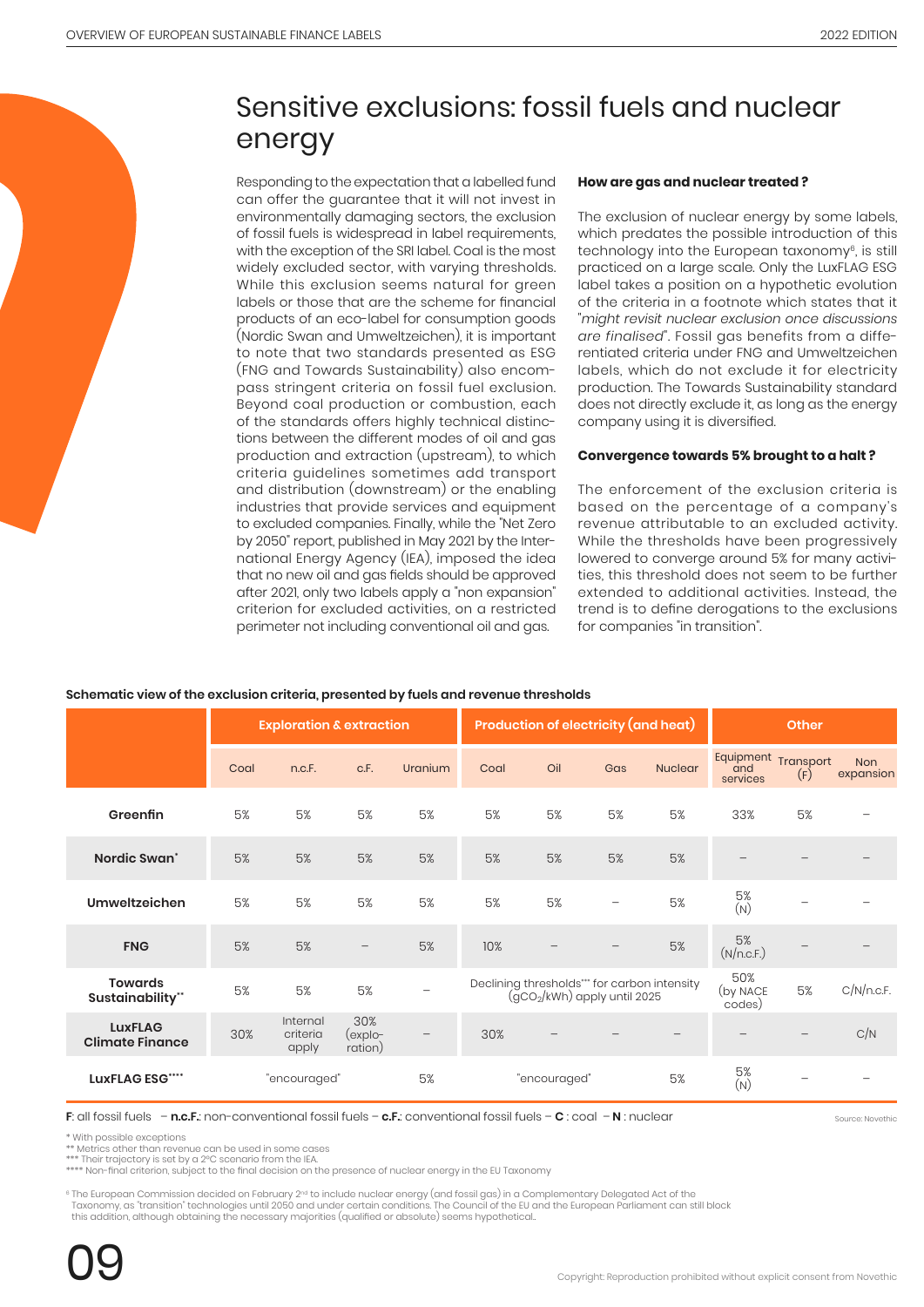# Sensitive exclusions: fossil fuels and nuclear energy

Responding to the expectation that a labelled fund can offer the guarantee that it will not invest in environmentally damaging sectors, the exclusion of fossil fuels is widespread in label requirements, with the exception of the SRI label. Coal is the most widely excluded sector, with varying thresholds. While this exclusion seems natural for green labels or those that are the scheme for financial products of an eco-label for consumption goods (Nordic Swan and Umweltzeichen), it is important to note that two standards presented as ESG (FNG and Towards Sustainability) also encompass stringent criteria on fossil fuel exclusion. Beyond coal production or combustion, each of the standards offers highly technical distinctions between the different modes of oil and gas production and extraction (upstream), to which criteria guidelines sometimes add transport and distribution (downstream) or the enabling industries that provide services and equipment to excluded companies. Finally, while the "Net Zero by 2050" report, published in May 2021 by the International Energy Agency (IEA), imposed the idea that no new oil and gas fields should be approved after 2021, only two labels apply a "non expansion" criterion for excluded activities, on a restricted perimeter not including conventional oil and gas.

**How are gas and nuclear treated ?**

The exclusion of nuclear energy by some labels, which predates the possible introduction of this technology into the European taxonomy[6], is still practiced on a large scale. Only the LuxFLAG ESG label takes a position on a hypothetic evolution of the criteria in a footnote which states that it "*might revisit nuclear exclusion once discussions are finalised*". Fossil gas benefits from a differentiated criteria under FNG and Umweltzeichen labels, which do not exclude it for electricity production. The Towards Sustainability standard does not directly exclude it, as long as the energy company using it is diversified.

**Convergence towards 5% brought to a halt ?**

The enforcement of the exclusion criteria is based on the percentage of a company's revenue attributable to an excluded activity. While the thresholds have been progressively lowered to converge around 5% for many activities, this threshold does not seem to be further extended to additional activities. Instead, the trend is to define derogations to the exclusions for companies "in transition".

**Schematic view of the exclusion criteria, presented by fuels and revenue thresholds**

| | Exploration & extraction | | | | Production of electricity (and heat) | | | | Other | | |
|---|---|---|---|---|---|---|---|---|---|---|---|
| | Coal | n.c.F. | c.F. | Uranium | Coal | Oil | Gas | Nuclear | Equipment and services | Transport (F) | Non expansion |
| **Greenfin** | 5% | 5% | 5% | 5% | 5% | 5% | 5% | 5% | 33% | 5% | – |
| **Nordic Swan*** | 5% | 5% | 5% | 5% | 5% | 5% | 5% | 5% | – | – | – |
| **Umweltzeichen** | 5% | 5% | 5% | 5% | 5% | 5% | – | 5% | 5% (N) | – | – |
| **FNG** | 5% | 5% | – | 5% | 10% | – | – | 5% | 5% (N/n.c.F.) | – | – |
| **Towards Sustainability**** | 5% | 5% | 5% | – | Declining thresholds*** for carbon intensity ($gCO_2$/kWh) apply until 2025 | | | | 50% (by NACE codes) | 5% | C/N/n.c.F. |
| **LuxFLAG Climate Finance** | 30% | Internal criteria apply | 30% (exploration) | – | 30% | – | – | – | – | – | C/N |
| **LuxFLAG ESG****** | "encouraged" | | | 5% | "encouraged" | | | 5% | 5% (N) | – | – |

**F**: all fossil fuels – **n.c.F.**: non-conventional fossil fuels – **c.F.**: conventional fossil fuels – **C** : coal – **N** : nuclear

Source: Novethic

\* With possible exceptions
\** Metrics other than revenue can be used in some cases
\*** Their trajectory is set by a 2°C scenario from the IEA.
\**** Non-final criterion, subject to the final decision on the presence of nuclear energy in the EU Taxonomy

[6] The European Commission decided on February 2nd to include nuclear energy (and fossil gas) in a Complementary Delegated Act of the Taxonomy, as "transition" technologies until 2050 and under certain conditions. The Council of the EU and the European Parliament can still block this addition, although obtaining the necessary majorities (qualified or absolute) seems hypothetical..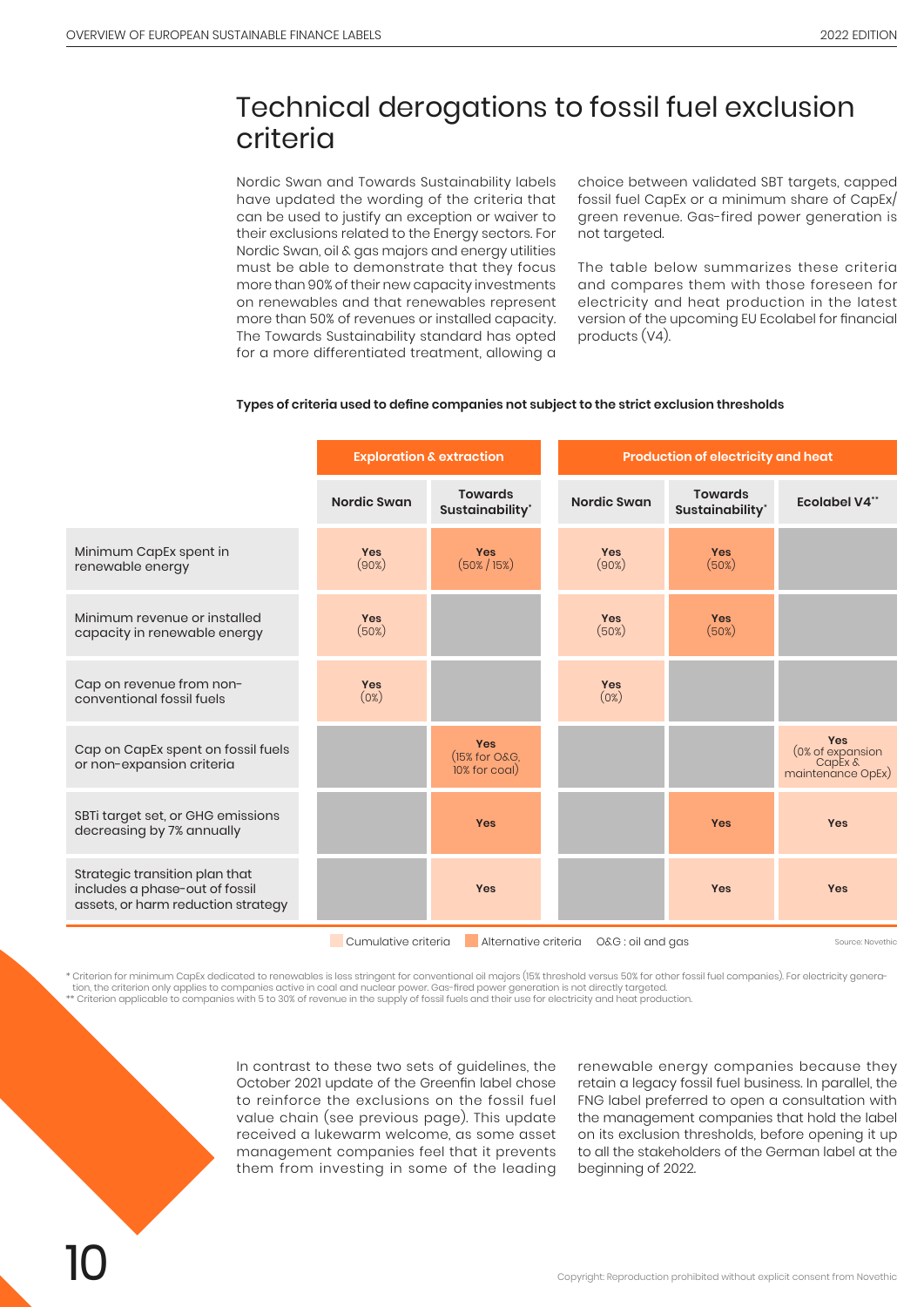# Technical derogations to fossil fuel exclusion criteria

Nordic Swan and Towards Sustainability labels have updated the wording of the criteria that can be used to justify an exception or waiver to their exclusions related to the Energy sectors. For Nordic Swan, oil & gas majors and energy utilities must be able to demonstrate that they focus more than 90% of their new capacity investments on renewables and that renewables represent more than 50% of revenues or installed capacity. The Towards Sustainability standard has opted for a more differentiated treatment, allowing a choice between validated SBT targets, capped fossil fuel CapEx or a minimum share of CapEx/green revenue. Gas-fired power generation is not targeted.

The table below summarizes these criteria and compares them with those foreseen for electricity and heat production in the latest version of the upcoming EU Ecolabel for financial products (V4).

**Types of criteria used to define companies not subject to the strict exclusion thresholds**

| | Exploration & extraction | | Production of electricity and heat | | |
|---|---|---|---|---|---|
| | Nordic Swan | Towards Sustainability* | Nordic Swan | Towards Sustainability* | Ecolabel V4** |
| Minimum CapEx spent in renewable energy | Yes (90%) | Yes (50% / 15%) | Yes (90%) | Yes (50%) | |
| Minimum revenue or installed capacity in renewable energy | Yes (50%) | | Yes (50%) | Yes (50%) | |
| Cap on revenue from non-conventional fossil fuels | Yes (0%) | | Yes (0%) | | |
| Cap on CapEx spent on fossil fuels or non-expansion criteria | | Yes (15% for O&G, 10% for coal) | | | Yes (0% of expansion CapEx & maintenance OpEx) |
| SBTi target set, or GHG emissions decreasing by 7% annually | | Yes | | Yes | Yes |
| Strategic transition plan that includes a phase-out of fossil assets, or harm reduction strategy | | Yes | | Yes | Yes |

Cumulative criteria | Alternative criteria | O&G : oil and gas

Source: Novethic

\* Criterion for minimum CapEx dedicated to renewables is less stringent for conventional oil majors (15% threshold versus 50% for other fossil fuel companies). For electricity generation, the criterion only applies to companies active in coal and nuclear power. Gas-fired power generation is not directly targeted.
\*\* Criterion applicable to companies with 5 to 30% of revenue in the supply of fossil fuels and their use for electricity and heat production.

In contrast to these two sets of guidelines, the October 2021 update of the Greenfin label chose to reinforce the exclusions on the fossil fuel value chain (see previous page). This update received a lukewarm welcome, as some asset management companies feel that it prevents them from investing in some of the leading renewable energy companies because they retain a legacy fossil fuel business. In parallel, the FNG label preferred to open a consultation with the management companies that hold the label on its exclusion thresholds, before opening it up to all the stakeholders of the German label at the beginning of 2022.

Copyright: Reproduction prohibited without explicit consent from Novethic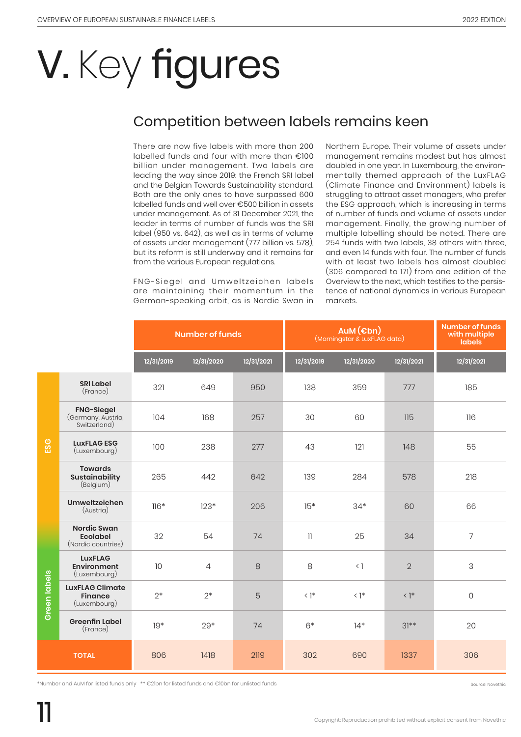# V. Key figures

## Competition between labels remains keen

There are now five labels with more than 200 labelled funds and four with more than €100 billion under management. Two labels are leading the way since 2019: the French SRI label and the Belgian Towards Sustainability standard. Both are the only ones to have surpassed 600 labelled funds and well over €500 billion in assets under management. As of 31 December 2021, the leader in terms of number of funds was the SRI label (950 vs. 642), as well as in terms of volume of assets under management (777 billion vs. 578), but its reform is still underway and it remains far from the various European regulations.

FNG-Siegel and Umweltzeichen labels are maintaining their momentum in the German-speaking orbit, as is Nordic Swan in Northern Europe. Their volume of assets under management remains modest but has almost doubled in one year. In Luxembourg, the environmentally themed approach of the LuxFLAG (Climate Finance and Environment) labels is struggling to attract asset managers, who prefer the ESG approach, which is increasing in terms of number of funds and volume of assets under management. Finally, the growing number of multiple labelling should be noted. There are 254 funds with two labels, 38 others with three, and even 14 funds with four. The number of funds with at least two labels has almost doubled (306 compared to 171) from one edition of the Overview to the next, which testifies to the persistence of national dynamics in various European markets.

| | | Number of funds | | | AuM (€bn) (Morningstar & LuxFLAG data) | | | Number of funds with multiple labels |
|---|---|---|---|---|---|---|---|---|
| | | 12/31/2019 | 12/31/2020 | 12/31/2021 | 12/31/2019 | 12/31/2020 | 12/31/2021 | 12/31/2021 |
| ESG | **SRI Label** (France) | 321 | 649 | 950 | 138 | 359 | 777 | 185 |
| ESG | **FNG-Siegel** (Germany, Austria, Switzerland) | 104 | 168 | 257 | 30 | 60 | 115 | 116 |
| ESG | **LuxFLAG ESG** (Luxembourg) | 100 | 238 | 277 | 43 | 121 | 148 | 55 |
| ESG | **Towards Sustainability** (Belgium) | 265 | 442 | 642 | 139 | 284 | 578 | 218 |
| ESG | **Umweltzeichen** (Austria) | 116* | 123* | 206 | 15* | 34* | 60 | 66 |
| ESG / Green labels | **Nordic Swan Ecolabel** (Nordic countries) | 32 | 54 | 74 | 11 | 25 | 34 | 7 |
| Green labels | **LuxFLAG Environment** (Luxembourg) | 10 | 4 | 8 | 8 | < 1 | 2 | 3 |
| Green labels | **LuxFLAG Climate Finance** (Luxembourg) | 2* | 2* | 5 | < 1* | < 1* | < 1* | 0 |
| Green labels | **Greenfin Label** (France) | 19* | 29* | 74 | 6* | 14* | 31** | 20 |
| **TOTAL** | | 806 | 1418 | 2119 | 302 | 690 | 1337 | 306 |

*Number and AuM for listed funds only ** €21bn for listed funds and €10bn for unlisted funds

Source: Novethic

Copyright: Reproduction prohibited without explicit consent from Novethic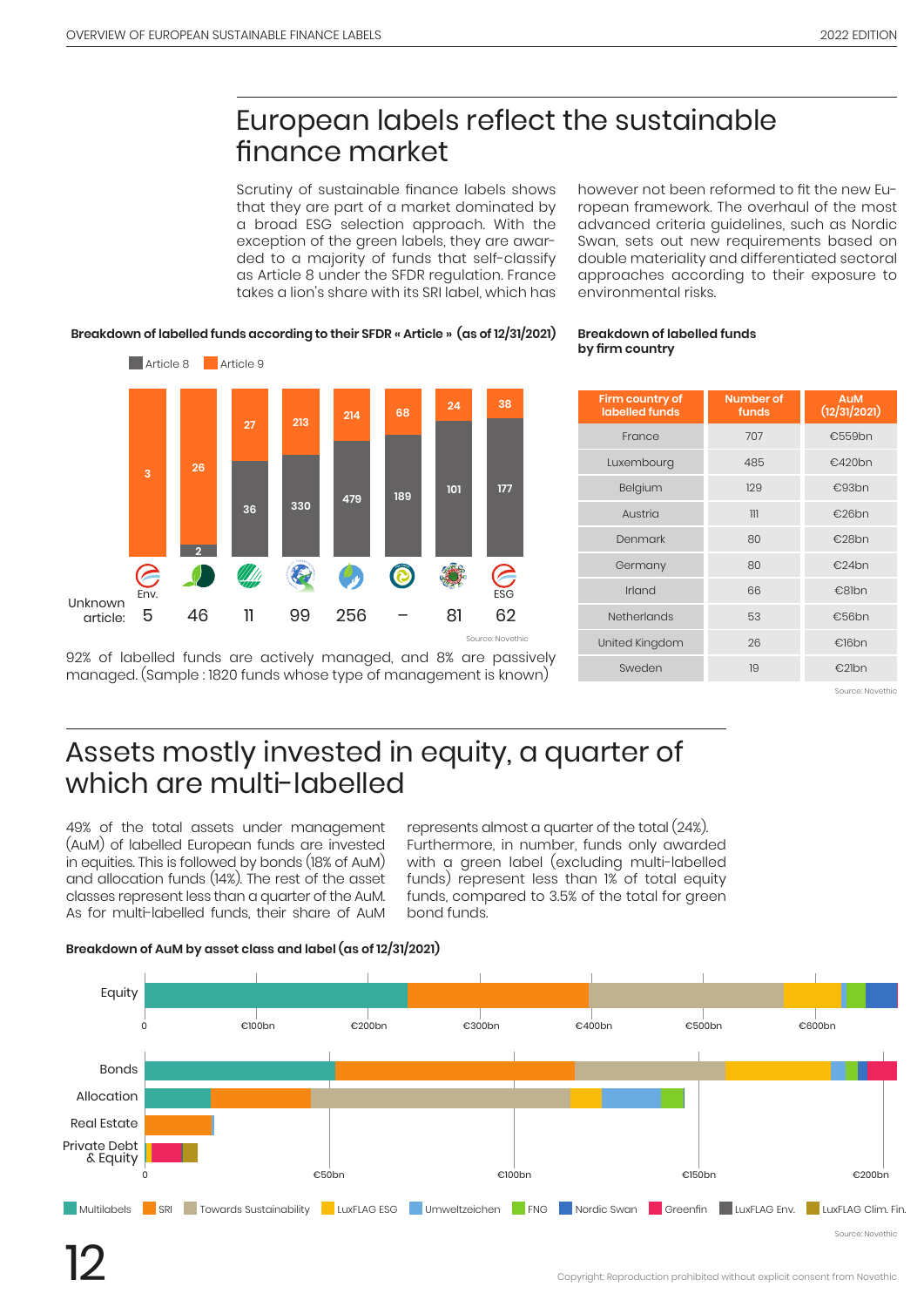# European labels reflect the sustainable finance market

Scrutiny of sustainable finance labels shows that they are part of a market dominated by a broad ESG selection approach. With the exception of the green labels, they are awarded to a majority of funds that self-classify as Article 8 under the SFDR regulation. France takes a lion's share with its SRI label, which has however not been reformed to fit the new European framework. The overhaul of the most advanced criteria guidelines, such as Nordic Swan, sets out new requirements based on double materiality and differentiated sectoral approaches according to their exposure to environmental risks.

**Breakdown of labelled funds according to their SFDR « Article » (as of 12/31/2021)**

| | Env. | | | | | | | ESG |
|---|---|---|---|---|---|---|---|---|
| Article 8 | – | 2 | 36 | 330 | 479 | 189 | 101 | 177 |
| Article 9 | 3 | 26 | 27 | 213 | 214 | 68 | 24 | 38 |
| Unknown article: | 5 | 46 | 11 | 99 | 256 | – | 81 | 62 |

Source: Novethic

92% of labelled funds are actively managed, and 8% are passively managed. (Sample : 1820 funds whose type of management is known)

**Breakdown of labelled funds by firm country**

| Firm country of labelled funds | Number of funds | AuM (12/31/2021) |
|---|---|---|
| France | 707 | €559bn |
| Luxembourg | 485 | €420bn |
| Belgium | 129 | €93bn |
| Austria | 111 | €26bn |
| Denmark | 80 | €28bn |
| Germany | 80 | €24bn |
| Irland | 66 | €81bn |
| Netherlands | 53 | €56bn |
| United Kingdom | 26 | €16bn |
| Sweden | 19 | €21bn |

Source: Novethic

# Assets mostly invested in equity, a quarter of which are multi-labelled

49% of the total assets under management (AuM) of labelled European funds are invested in equities. This is followed by bonds (18% of AuM) and allocation funds (14%). The rest of the asset classes represent less than a quarter of the AuM. As for multi-labelled funds, their share of AuM represents almost a quarter of the total (24%). Furthermore, in number, funds only awarded with a green label (excluding multi-labelled funds) represent less than 1% of total equity funds, compared to 3.5% of the total for green bond funds.

**Breakdown of AuM by asset class and label (as of 12/31/2021)**

Equity (axis: 0, €100bn, €200bn, €300bn, €400bn, €500bn, €600bn)

Bonds, Allocation, Real Estate, Private Debt & Equity (axis: 0, €50bn, €100bn, €150bn, €200bn)

Multilabels, SRI, Towards Sustainability, LuxFLAG ESG, Umweltzeichen, FNG, Nordic Swan, Greenfin, LuxFLAG Env., LuxFLAG Clim. Fin.

Source: Novethic

Copyright: Reproduction prohibited without explicit consent from Novethic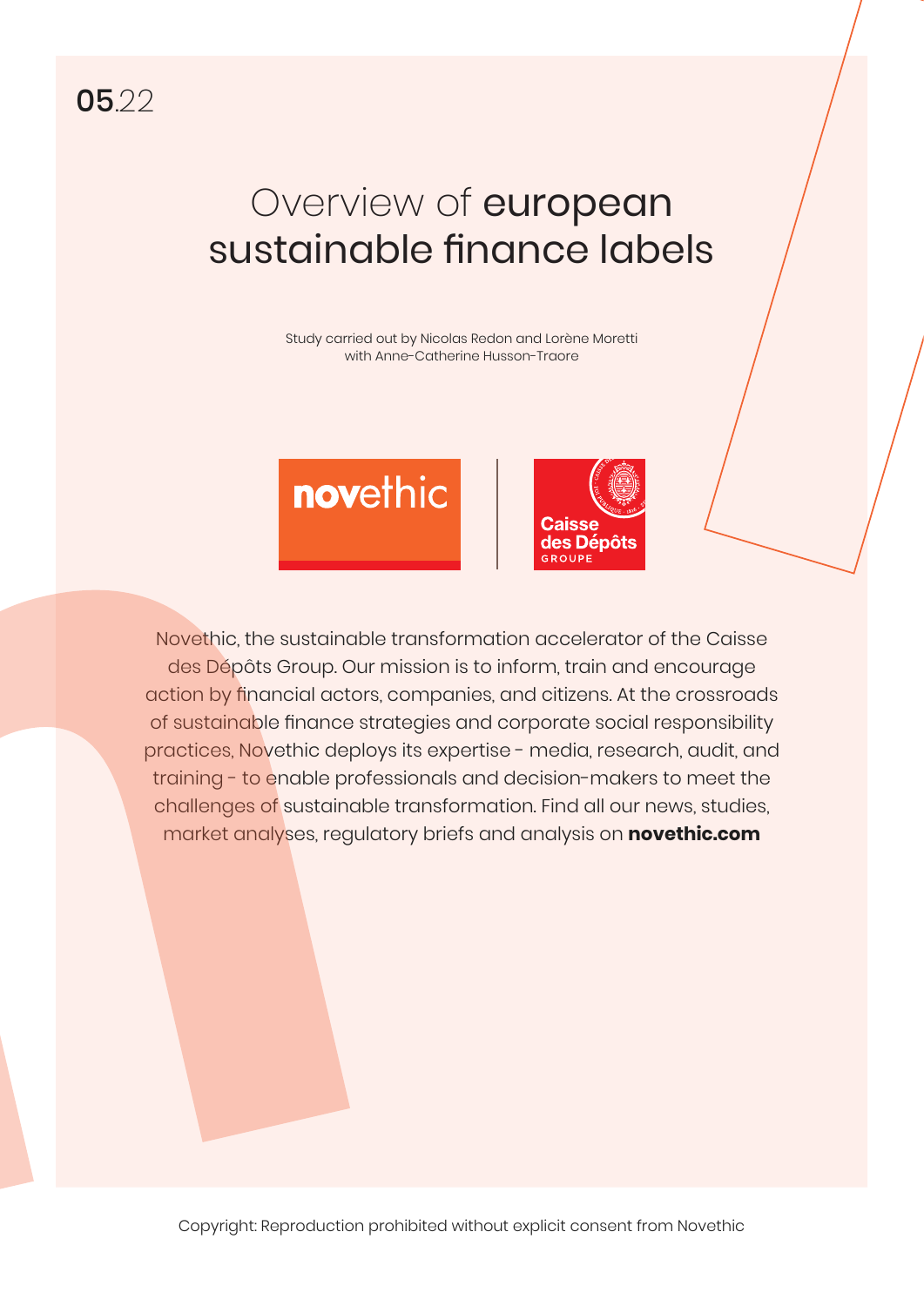05.22

# Overview of european sustainable finance labels

Study carried out by Nicolas Redon and Lorène Moretti
with Anne-Catherine Husson-Traore

novethic

Caisse des Dépôts GROUPE

Novethic, the sustainable transformation accelerator of the Caisse des Dépôts Group. Our mission is to inform, train and encourage action by financial actors, companies, and citizens. At the crossroads of sustainable finance strategies and corporate social responsibility practices, Novethic deploys its expertise - media, research, audit, and training - to enable professionals and decision-makers to meet the challenges of sustainable transformation. Find all our news, studies, market analyses, regulatory briefs and analysis on **novethic.com**

Copyright: Reproduction prohibited without explicit consent from Novethic